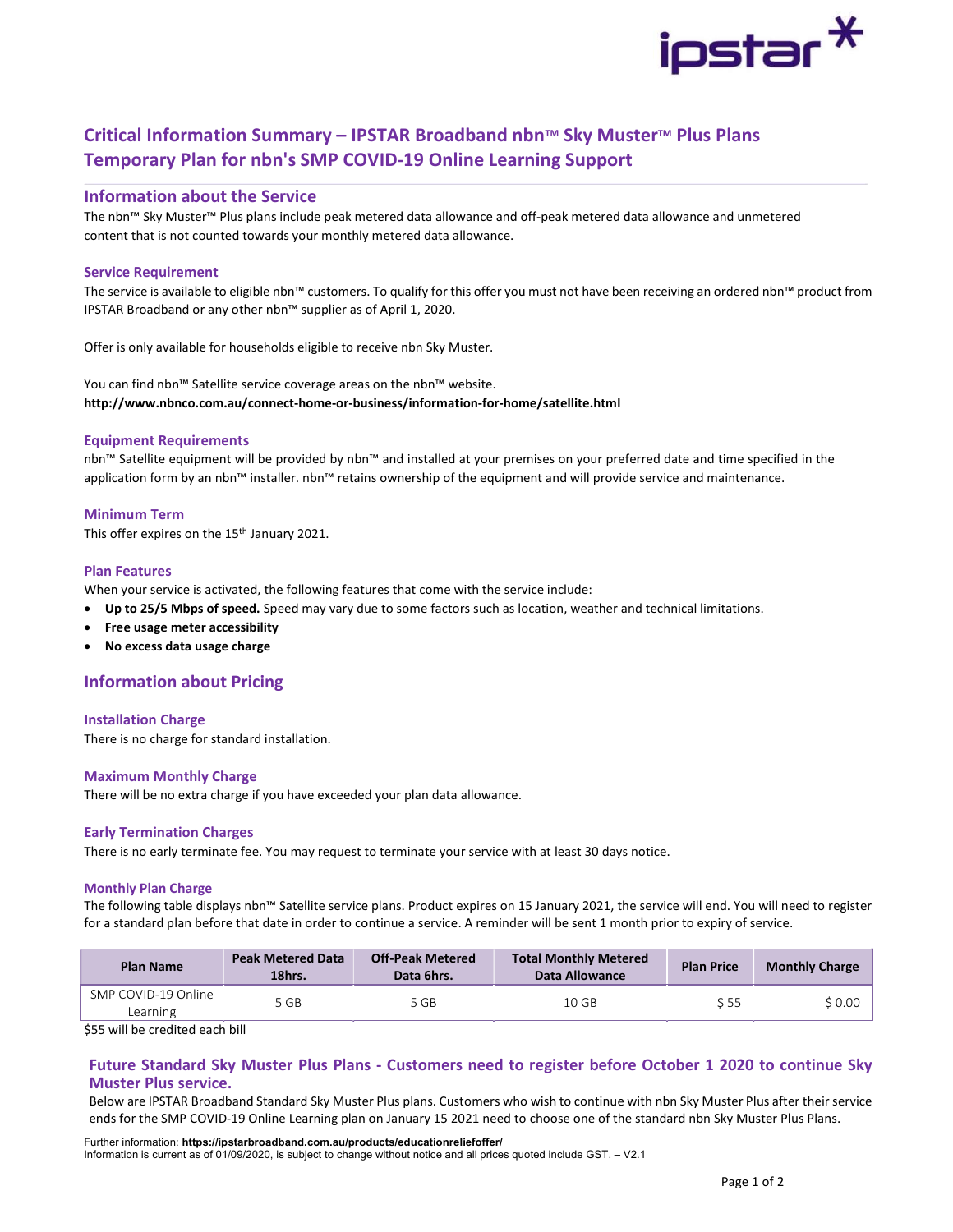# Critical Information Summary – IPSTAR Broadband nbn™ Sky Muster™ Plus Plans Temporary Plan for nbn's SMP COVID-19 Online Learning Support

## Information about the Service

The nbn™ Sky Muster™ Plus plans include peak metered data allowance and off-peak metered data allowance and unmetered content that is not counted towards your monthly metered data allowance.

### Service Requirement

The service is available to eligible nbn™ customers. To qualify for this offer you must not have been receiving an ordered nbn™ product from IPSTAR Broadband or any other nbn™ supplier as of April 1, 2020.

Offer is only available for households eligible to receive nbn Sky Muster.

You can find nbn™ Satellite service coverage areas on the nbn™ website.
**http://www.nbnco.com.au/connect-home-or-business/information-for-home/satellite.html**

### Equipment Requirements

nbn™ Satellite equipment will be provided by nbn™ and installed at your premises on your preferred date and time specified in the application form by an nbn™ installer. nbn™ retains ownership of the equipment and will provide service and maintenance.

### Minimum Term

This offer expires on the 15th January 2021.

### Plan Features

When your service is activated, the following features that come with the service include:

- **Up to 25/5 Mbps of speed.** Speed may vary due to some factors such as location, weather and technical limitations.
- **Free usage meter accessibility**
- **No excess data usage charge**

## Information about Pricing

### Installation Charge

There is no charge for standard installation.

### Maximum Monthly Charge

There will be no extra charge if you have exceeded your plan data allowance.

### Early Termination Charges

There is no early terminate fee. You may request to terminate your service with at least 30 days notice.

### Monthly Plan Charge

The following table displays nbn™ Satellite service plans. Product expires on 15 January 2021, the service will end. You will need to register for a standard plan before that date in order to continue a service. A reminder will be sent 1 month prior to expiry of service.

| Plan Name | Peak Metered Data 18hrs. | Off-Peak Metered Data 6hrs. | Total Monthly Metered Data Allowance | Plan Price | Monthly Charge |
|---|---|---|---|---|---|
| SMP COVID-19 Online Learning | 5 GB | 5 GB | 10 GB | $ 55 | $ 0.00 |

$55 will be credited each bill

### Future Standard Sky Muster Plus Plans - Customers need to register before October 1 2020 to continue Sky Muster Plus service.

Below are IPSTAR Broadband Standard Sky Muster Plus plans. Customers who wish to continue with nbn Sky Muster Plus after their service ends for the SMP COVID-19 Online Learning plan on January 15 2021 need to choose one of the standard nbn Sky Muster Plus Plans.

Further information: **https://ipstarbroadband.com.au/products/educationreliefoffer/**
Information is current as of 01/09/2020, is subject to change without notice and all prices quoted include GST. – V2.1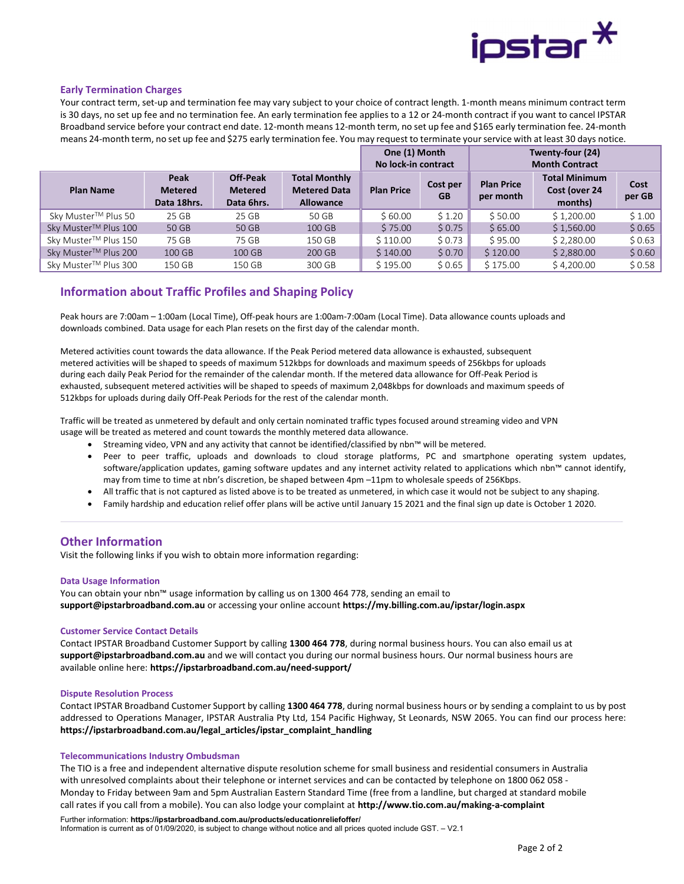### Early Termination Charges

Your contract term, set-up and termination fee may vary subject to your choice of contract length. 1-month means minimum contract term is 30 days, no set up fee and no termination fee. An early termination fee applies to a 12 or 24-month contract if you want to cancel IPSTAR Broadband service before your contract end date. 12-month means 12-month term, no set up fee and $165 early termination fee. 24-month means 24-month term, no set up fee and $275 early termination fee. You may request to terminate your service with at least 30 days notice.

| | | | | One (1) Month No lock-in contract | | Twenty-four (24) Month Contract | | |
|---|---|---|---|---|---|---|---|---|
| Plan Name | Peak Metered Data 18hrs. | Off-Peak Metered Data 6hrs. | Total Monthly Metered Data Allowance | Plan Price | Cost per GB | Plan Price per month | Total Minimum Cost (over 24 months) | Cost per GB |
| Sky Muster™ Plus 50 | 25 GB | 25 GB | 50 GB | $ 60.00 | $ 1.20 | $ 50.00 | $ 1,200.00 | $ 1.00 |
| Sky Muster™ Plus 100 | 50 GB | 50 GB | 100 GB | $ 75.00 | $ 0.75 | $ 65.00 | $ 1,560.00 | $ 0.65 |
| Sky Muster™ Plus 150 | 75 GB | 75 GB | 150 GB | $ 110.00 | $ 0.73 | $ 95.00 | $ 2,280.00 | $ 0.63 |
| Sky Muster™ Plus 200 | 100 GB | 100 GB | 200 GB | $ 140.00 | $ 0.70 | $ 120.00 | $ 2,880.00 | $ 0.60 |
| Sky Muster™ Plus 300 | 150 GB | 150 GB | 300 GB | $ 195.00 | $ 0.65 | $ 175.00 | $ 4,200.00 | $ 0.58 |

## Information about Traffic Profiles and Shaping Policy

Peak hours are 7:00am – 1:00am (Local Time), Off-peak hours are 1:00am-7:00am (Local Time). Data allowance counts uploads and downloads combined. Data usage for each Plan resets on the first day of the calendar month.

Metered activities count towards the data allowance. If the Peak Period metered data allowance is exhausted, subsequent metered activities will be shaped to speeds of maximum 512kbps for downloads and maximum speeds of 256kbps for uploads during each daily Peak Period for the remainder of the calendar month. If the metered data allowance for Off-Peak Period is exhausted, subsequent metered activities will be shaped to speeds of maximum 2,048kbps for downloads and maximum speeds of 512kbps for uploads during daily Off-Peak Periods for the rest of the calendar month.

Traffic will be treated as unmetered by default and only certain nominated traffic types focused around streaming video and VPN usage will be treated as metered and count towards the monthly metered data allowance.

- Streaming video, VPN and any activity that cannot be identified/classified by nbn™ will be metered.
- Peer to peer traffic, uploads and downloads to cloud storage platforms, PC and smartphone operating system updates, software/application updates, gaming software updates and any internet activity related to applications which nbn™ cannot identify, may from time to time at nbn's discretion, be shaped between 4pm –11pm to wholesale speeds of 256Kbps.
- All traffic that is not captured as listed above is to be treated as unmetered, in which case it would not be subject to any shaping.
- Family hardship and education relief offer plans will be active until January 15 2021 and the final sign up date is October 1 2020.

## Other Information

Visit the following links if you wish to obtain more information regarding:

### Data Usage Information

You can obtain your nbn™ usage information by calling us on 1300 464 778, sending an email to **support@ipstarbroadband.com.au** or accessing your online account **https://my.billing.com.au/ipstar/login.aspx**

### Customer Service Contact Details

Contact IPSTAR Broadband Customer Support by calling **1300 464 778**, during normal business hours. You can also email us at **support@ipstarbroadband.com.au** and we will contact you during our normal business hours. Our normal business hours are available online here: **https://ipstarbroadband.com.au/need-support/**

### Dispute Resolution Process

Contact IPSTAR Broadband Customer Support by calling **1300 464 778**, during normal business hours or by sending a complaint to us by post addressed to Operations Manager, IPSTAR Australia Pty Ltd, 154 Pacific Highway, St Leonards, NSW 2065. You can find our process here: **https://ipstarbroadband.com.au/legal_articles/ipstar_complaint_handling**

### Telecommunications Industry Ombudsman

The TIO is a free and independent alternative dispute resolution scheme for small business and residential consumers in Australia with unresolved complaints about their telephone or internet services and can be contacted by telephone on 1800 062 058 - Monday to Friday between 9am and 5pm Australian Eastern Standard Time (free from a landline, but charged at standard mobile call rates if you call from a mobile). You can also lodge your complaint at **http://www.tio.com.au/making-a-complaint**

Further information: **https://ipstarbroadband.com.au/products/educationreliefoffer/**
Information is current as of 01/09/2020, is subject to change without notice and all prices quoted include GST. – V2.1